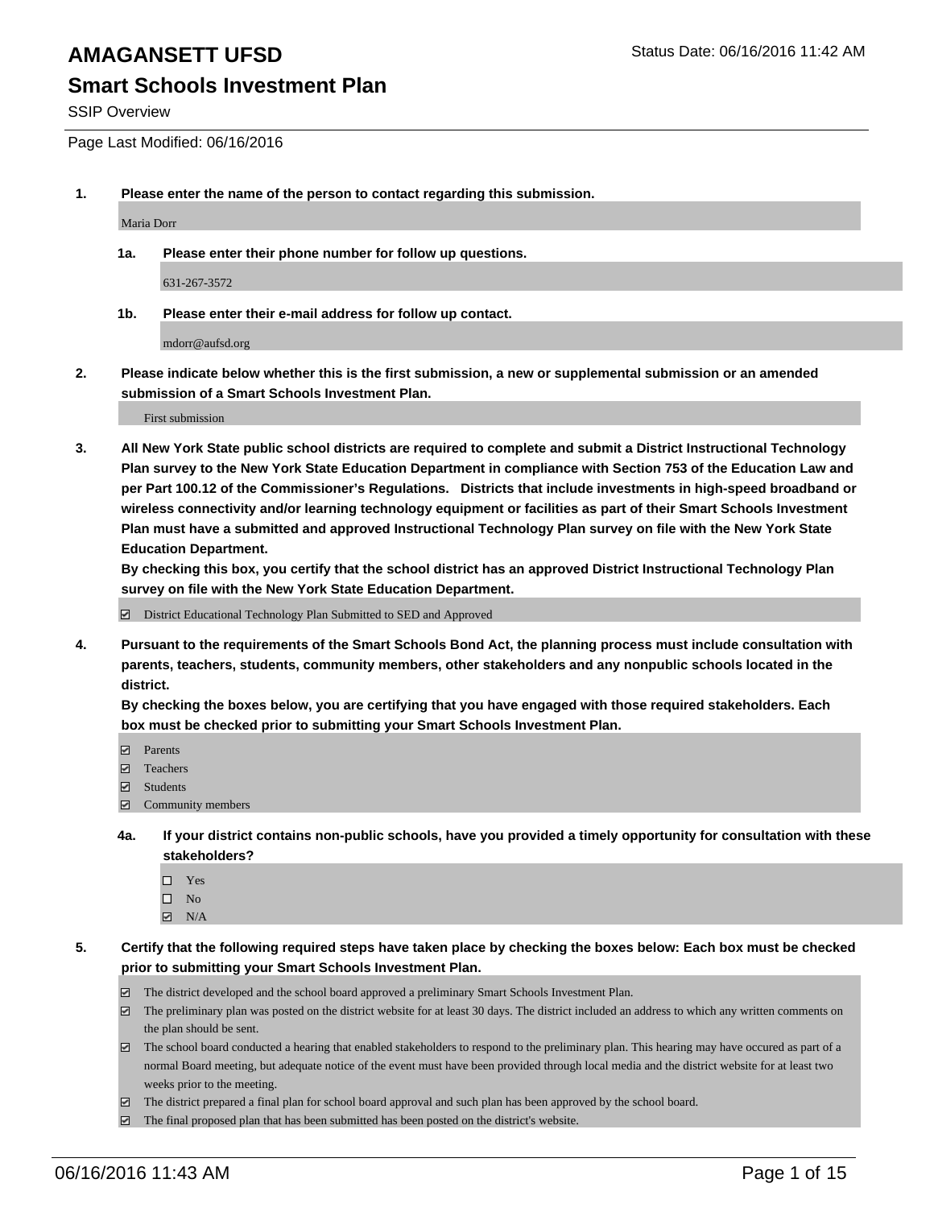# AMAGANSETT UFSD

Status Date: 06/16/2016 11:42 AM

## Smart Schools Investment Plan

SSIP Overview

Page Last Modified: 06/16/2016

**1. Please enter the name of the person to contact regarding this submission.**

Maria Dorr

**1a. Please enter their phone number for follow up questions.**

631-267-3572

**1b. Please enter their e-mail address for follow up contact.**

mdorr@aufsd.org

**2. Please indicate below whether this is the first submission, a new or supplemental submission or an amended submission of a Smart Schools Investment Plan.**

First submission

**3. All New York State public school districts are required to complete and submit a District Instructional Technology Plan survey to the New York State Education Department in compliance with Section 753 of the Education Law and per Part 100.12 of the Commissioner's Regulations. Districts that include investments in high-speed broadband or wireless connectivity and/or learning technology equipment or facilities as part of their Smart Schools Investment Plan must have a submitted and approved Instructional Technology Plan survey on file with the New York State Education Department.**

**By checking this box, you certify that the school district has an approved District Instructional Technology Plan survey on file with the New York State Education Department.**

- [x] District Educational Technology Plan Submitted to SED and Approved

**4. Pursuant to the requirements of the Smart Schools Bond Act, the planning process must include consultation with parents, teachers, students, community members, other stakeholders and any nonpublic schools located in the district.**

**By checking the boxes below, you are certifying that you have engaged with those required stakeholders. Each box must be checked prior to submitting your Smart Schools Investment Plan.**

- [x] Parents
- [x] Teachers
- [x] Students
- [x] Community members

**4a. If your district contains non-public schools, have you provided a timely opportunity for consultation with these stakeholders?**

- [ ] Yes
- [ ] No
- [x] N/A

**5. Certify that the following required steps have taken place by checking the boxes below: Each box must be checked prior to submitting your Smart Schools Investment Plan.**

- [x] The district developed and the school board approved a preliminary Smart Schools Investment Plan.
- [x] The preliminary plan was posted on the district website for at least 30 days. The district included an address to which any written comments on the plan should be sent.
- [x] The school board conducted a hearing that enabled stakeholders to respond to the preliminary plan. This hearing may have occured as part of a normal Board meeting, but adequate notice of the event must have been provided through local media and the district website for at least two weeks prior to the meeting.
- [x] The district prepared a final plan for school board approval and such plan has been approved by the school board.
- [x] The final proposed plan that has been submitted has been posted on the district's website.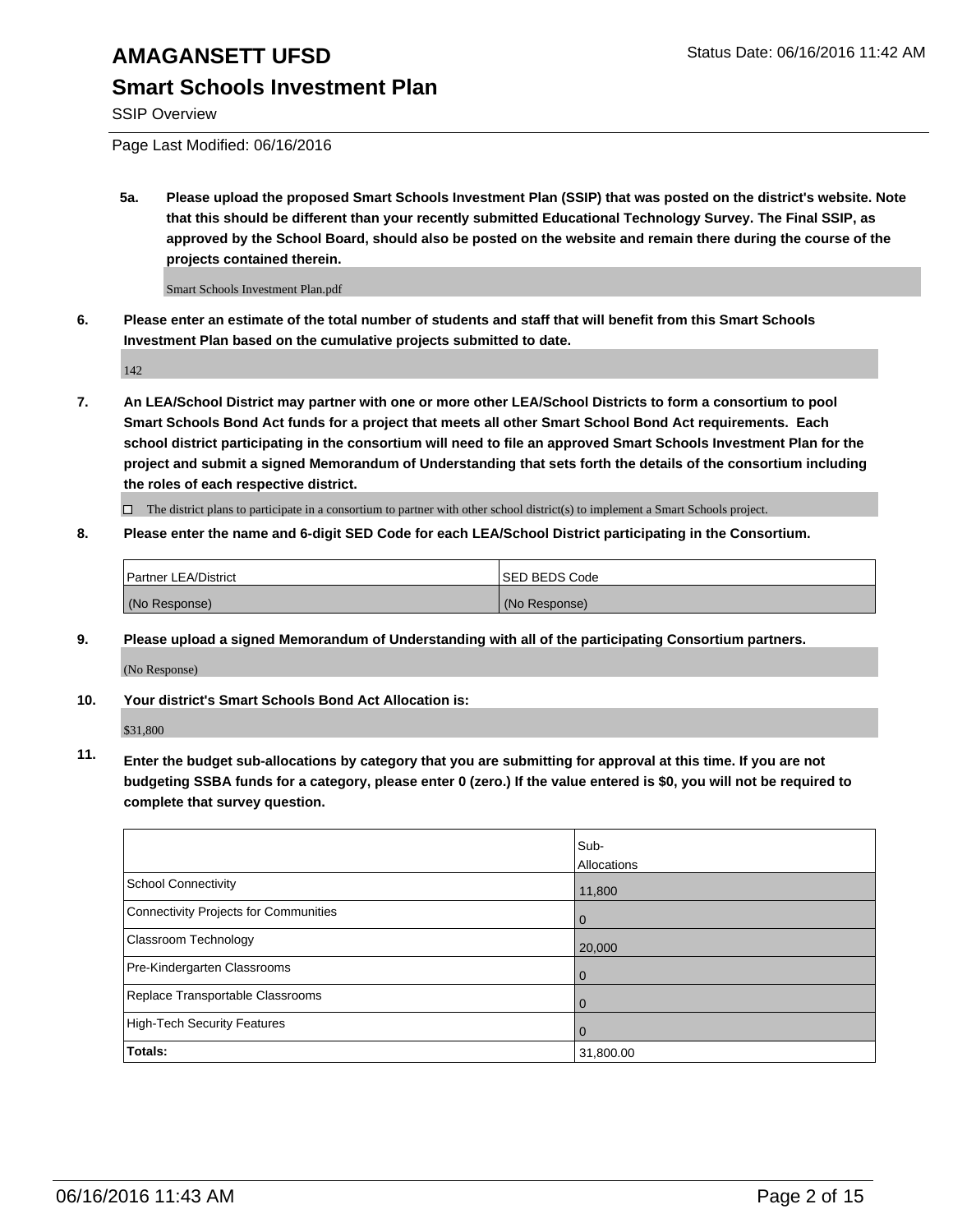# AMAGANSETT UFSD

## Smart Schools Investment Plan

SSIP Overview

Page Last Modified: 06/16/2016

**5a. Please upload the proposed Smart Schools Investment Plan (SSIP) that was posted on the district's website. Note that this should be different than your recently submitted Educational Technology Survey. The Final SSIP, as approved by the School Board, should also be posted on the website and remain there during the course of the projects contained therein.**

Smart Schools Investment Plan.pdf

**6. Please enter an estimate of the total number of students and staff that will benefit from this Smart Schools Investment Plan based on the cumulative projects submitted to date.**

142

**7. An LEA/School District may partner with one or more other LEA/School Districts to form a consortium to pool Smart Schools Bond Act funds for a project that meets all other Smart School Bond Act requirements. Each school district participating in the consortium will need to file an approved Smart Schools Investment Plan for the project and submit a signed Memorandum of Understanding that sets forth the details of the consortium including the roles of each respective district.**

☐ The district plans to participate in a consortium to partner with other school district(s) to implement a Smart Schools project.

**8. Please enter the name and 6-digit SED Code for each LEA/School District participating in the Consortium.**

| Partner LEA/District | SED BEDS Code |
| --- | --- |
| (No Response) | (No Response) |

**9. Please upload a signed Memorandum of Understanding with all of the participating Consortium partners.**

(No Response)

**10. Your district's Smart Schools Bond Act Allocation is:**

$31,800

**11. Enter the budget sub-allocations by category that you are submitting for approval at this time. If you are not budgeting SSBA funds for a category, please enter 0 (zero.) If the value entered is $0, you will not be required to complete that survey question.**

| | Sub-Allocations |
| --- | --- |
| School Connectivity | 11,800 |
| Connectivity Projects for Communities | 0 |
| Classroom Technology | 20,000 |
| Pre-Kindergarten Classrooms | 0 |
| Replace Transportable Classrooms | 0 |
| High-Tech Security Features | 0 |
| **Totals:** | 31,800.00 |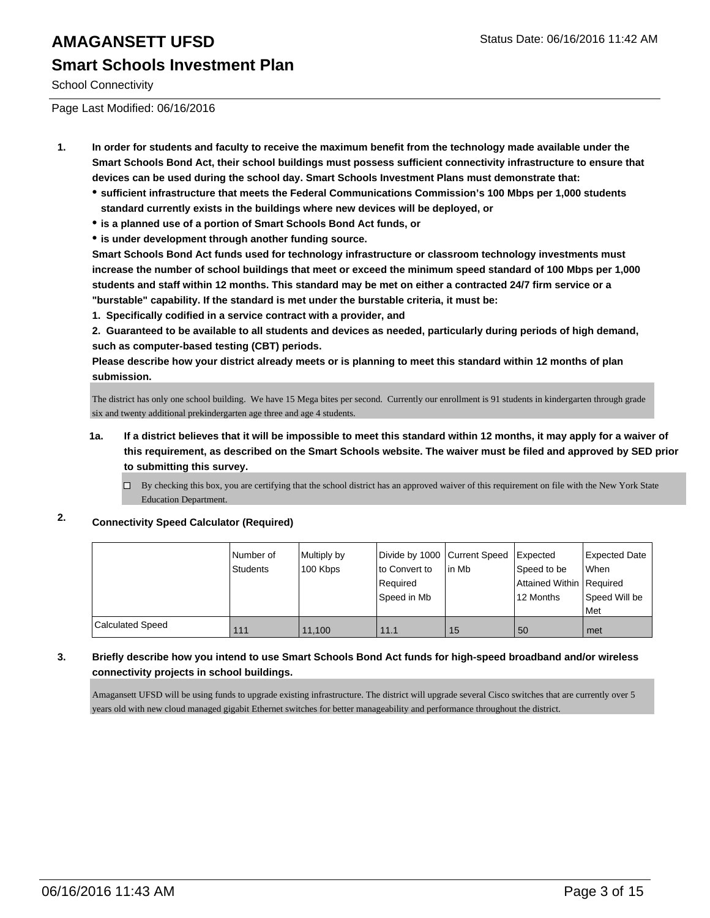# AMAGANSETT UFSD

Status Date: 06/16/2016 11:42 AM

## Smart Schools Investment Plan

School Connectivity

Page Last Modified: 06/16/2016

1. **In order for students and faculty to receive the maximum benefit from the technology made available under the Smart Schools Bond Act, their school buildings must possess sufficient connectivity infrastructure to ensure that devices can be used during the school day. Smart Schools Investment Plans must demonstrate that:**
   - **sufficient infrastructure that meets the Federal Communications Commission's 100 Mbps per 1,000 students standard currently exists in the buildings where new devices will be deployed, or**
   - **is a planned use of a portion of Smart Schools Bond Act funds, or**
   - **is under development through another funding source.**

   **Smart Schools Bond Act funds used for technology infrastructure or classroom technology investments must increase the number of school buildings that meet or exceed the minimum speed standard of 100 Mbps per 1,000 students and staff within 12 months. This standard may be met on either a contracted 24/7 firm service or a "burstable" capability. If the standard is met under the burstable criteria, it must be:**

   **1. Specifically codified in a service contract with a provider, and**

   **2. Guaranteed to be available to all students and devices as needed, particularly during periods of high demand, such as computer-based testing (CBT) periods.**

   **Please describe how your district already meets or is planning to meet this standard within 12 months of plan submission.**

   The district has only one school building. We have 15 Mega bites per second. Currently our enrollment is 91 students in kindergarten through grade six and twenty additional prekindergarten age three and age 4 students.

   1a. **If a district believes that it will be impossible to meet this standard within 12 months, it may apply for a waiver of this requirement, as described on the Smart Schools website. The waiver must be filed and approved by SED prior to submitting this survey.**

   ☐ By checking this box, you are certifying that the school district has an approved waiver of this requirement on file with the New York State Education Department.

2. **Connectivity Speed Calculator (Required)**

| | Number of Students | Multiply by 100 Kbps | Divide by 1000 to Convert to Required Speed in Mb | Current Speed in Mb | Expected Speed to be Attained Within 12 Months | Expected Date When Required Speed Will be Met |
|---|---|---|---|---|---|---|
| Calculated Speed | 111 | 11,100 | 11.1 | 15 | 50 | met |

3. **Briefly describe how you intend to use Smart Schools Bond Act funds for high-speed broadband and/or wireless connectivity projects in school buildings.**

   Amagansett UFSD will be using funds to upgrade existing infrastructure. The district will upgrade several Cisco switches that are currently over 5 years old with new cloud managed gigabit Ethernet switches for better manageability and performance throughout the district.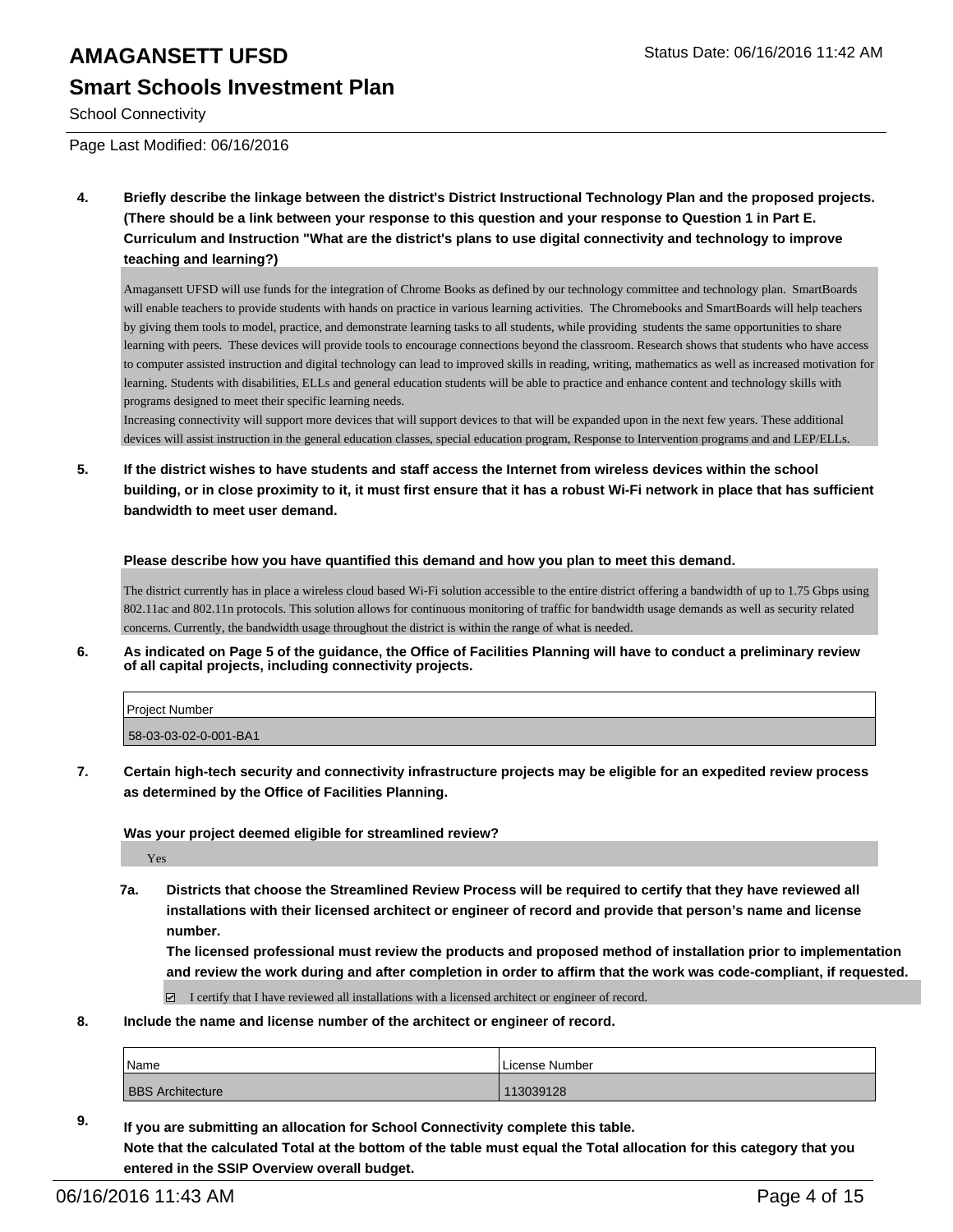# AMAGANSETT UFSD

Status Date: 06/16/2016 11:42 AM

## Smart Schools Investment Plan

School Connectivity

Page Last Modified: 06/16/2016

**4. Briefly describe the linkage between the district's District Instructional Technology Plan and the proposed projects. (There should be a link between your response to this question and your response to Question 1 in Part E. Curriculum and Instruction "What are the district's plans to use digital connectivity and technology to improve teaching and learning?)**

Amagansett UFSD will use funds for the integration of Chrome Books as defined by our technology committee and technology plan. SmartBoards will enable teachers to provide students with hands on practice in various learning activities. The Chromebooks and SmartBoards will help teachers by giving them tools to model, practice, and demonstrate learning tasks to all students, while providing students the same opportunities to share learning with peers. These devices will provide tools to encourage connections beyond the classroom. Research shows that students who have access to computer assisted instruction and digital technology can lead to improved skills in reading, writing, mathematics as well as increased motivation for learning. Students with disabilities, ELLs and general education students will be able to practice and enhance content and technology skills with programs designed to meet their specific learning needs.
Increasing connectivity will support more devices that will support devices to that will be expanded upon in the next few years. These additional devices will assist instruction in the general education classes, special education program, Response to Intervention programs and and LEP/ELLs.

**5. If the district wishes to have students and staff access the Internet from wireless devices within the school building, or in close proximity to it, it must first ensure that it has a robust Wi-Fi network in place that has sufficient bandwidth to meet user demand.**

**Please describe how you have quantified this demand and how you plan to meet this demand.**

The district currently has in place a wireless cloud based Wi-Fi solution accessible to the entire district offering a bandwidth of up to 1.75 Gbps using 802.11ac and 802.11n protocols. This solution allows for continuous monitoring of traffic for bandwidth usage demands as well as security related concerns. Currently, the bandwidth usage throughout the district is within the range of what is needed.

**6. As indicated on Page 5 of the guidance, the Office of Facilities Planning will have to conduct a preliminary review of all capital projects, including connectivity projects.**

| Project Number |
| --- |
| 58-03-03-02-0-001-BA1 |

**7. Certain high-tech security and connectivity infrastructure projects may be eligible for an expedited review process as determined by the Office of Facilities Planning.**

**Was your project deemed eligible for streamlined review?**

Yes

**7a. Districts that choose the Streamlined Review Process will be required to certify that they have reviewed all installations with their licensed architect or engineer of record and provide that person's name and license number.**
**The licensed professional must review the products and proposed method of installation prior to implementation and review the work during and after completion in order to affirm that the work was code-compliant, if requested.**

☑ I certify that I have reviewed all installations with a licensed architect or engineer of record.

**8. Include the name and license number of the architect or engineer of record.**

| Name | License Number |
| --- | --- |
| BBS Architecture | 113039128 |

**9. If you are submitting an allocation for School Connectivity complete this table.**
**Note that the calculated Total at the bottom of the table must equal the Total allocation for this category that you entered in the SSIP Overview overall budget.**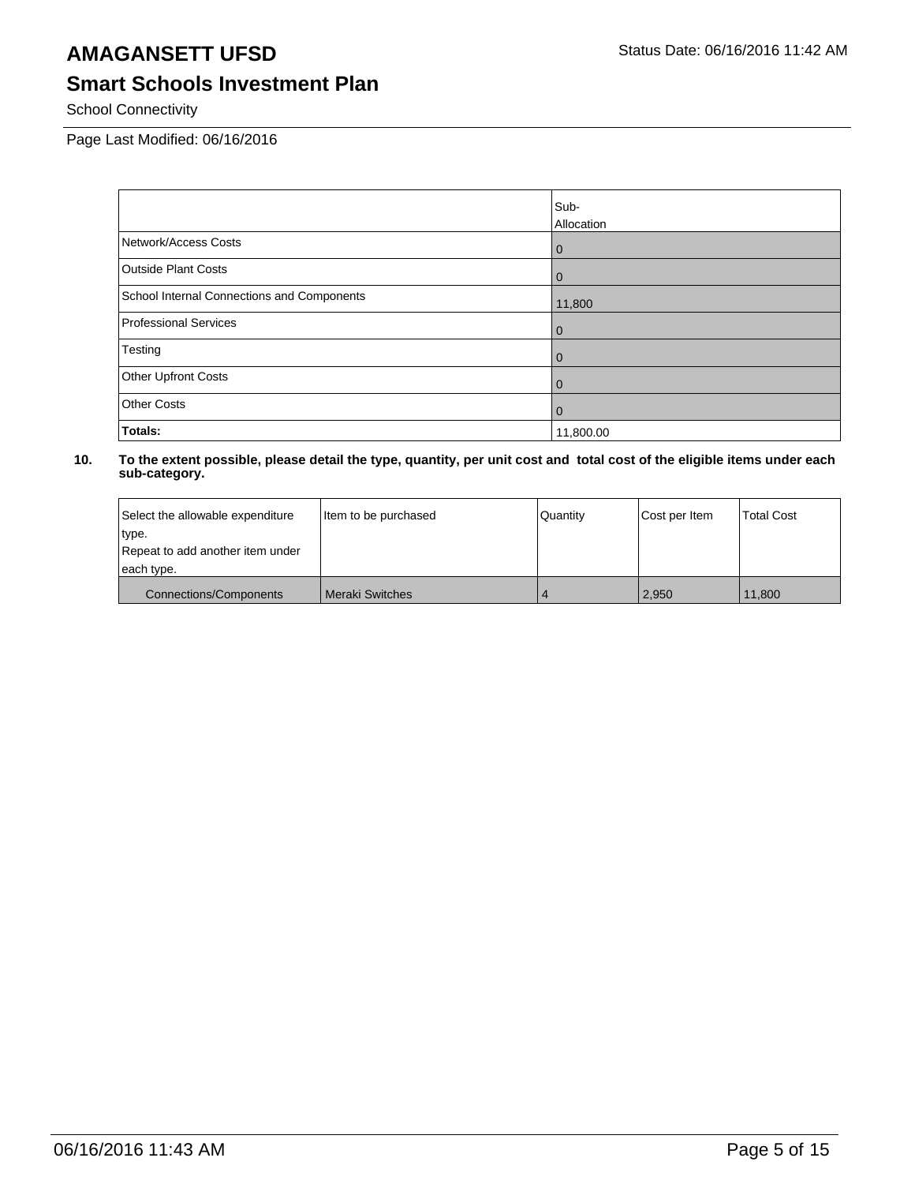# AMAGANSETT UFSD

Status Date: 06/16/2016 11:42 AM

## Smart Schools Investment Plan

School Connectivity

Page Last Modified: 06/16/2016

| | Sub-Allocation |
|---|---|
| Network/Access Costs | 0 |
| Outside Plant Costs | 0 |
| School Internal Connections and Components | 11,800 |
| Professional Services | 0 |
| Testing | 0 |
| Other Upfront Costs | 0 |
| Other Costs | 0 |
| **Totals:** | 11,800.00 |

**10. To the extent possible, please detail the type, quantity, per unit cost and total cost of the eligible items under each sub-category.**

| Select the allowable expenditure type. Repeat to add another item under each type. | Item to be purchased | Quantity | Cost per Item | Total Cost |
|---|---|---|---|---|
| Connections/Components | Meraki Switches | 4 | 2,950 | 11,800 |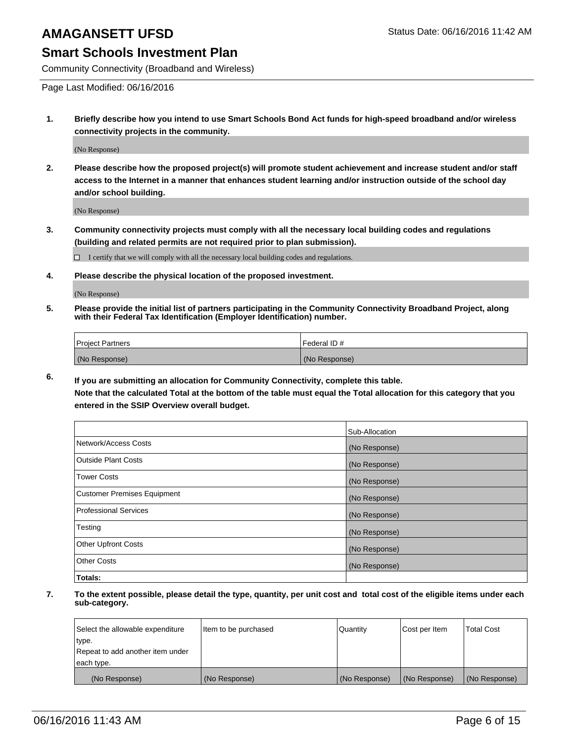# AMAGANSETT UFSD

Status Date: 06/16/2016 11:42 AM

## Smart Schools Investment Plan

Community Connectivity (Broadband and Wireless)

Page Last Modified: 06/16/2016

**1. Briefly describe how you intend to use Smart Schools Bond Act funds for high-speed broadband and/or wireless connectivity projects in the community.**

(No Response)

**2. Please describe how the proposed project(s) will promote student achievement and increase student and/or staff access to the Internet in a manner that enhances student learning and/or instruction outside of the school day and/or school building.**

(No Response)

**3. Community connectivity projects must comply with all the necessary local building codes and regulations (building and related permits are not required prior to plan submission).**

☐ I certify that we will comply with all the necessary local building codes and regulations.

**4. Please describe the physical location of the proposed investment.**

(No Response)

**5. Please provide the initial list of partners participating in the Community Connectivity Broadband Project, along with their Federal Tax Identification (Employer Identification) number.**

| Project Partners | Federal ID # |
|---|---|
| (No Response) | (No Response) |

**6. If you are submitting an allocation for Community Connectivity, complete this table.**
**Note that the calculated Total at the bottom of the table must equal the Total allocation for this category that you entered in the SSIP Overview overall budget.**

| | Sub-Allocation |
|---|---|
| Network/Access Costs | (No Response) |
| Outside Plant Costs | (No Response) |
| Tower Costs | (No Response) |
| Customer Premises Equipment | (No Response) |
| Professional Services | (No Response) |
| Testing | (No Response) |
| Other Upfront Costs | (No Response) |
| Other Costs | (No Response) |
| **Totals:** | |

**7. To the extent possible, please detail the type, quantity, per unit cost and total cost of the eligible items under each sub-category.**

| Select the allowable expenditure type. Repeat to add another item under each type. | Item to be purchased | Quantity | Cost per Item | Total Cost |
|---|---|---|---|---|
| (No Response) | (No Response) | (No Response) | (No Response) | (No Response) |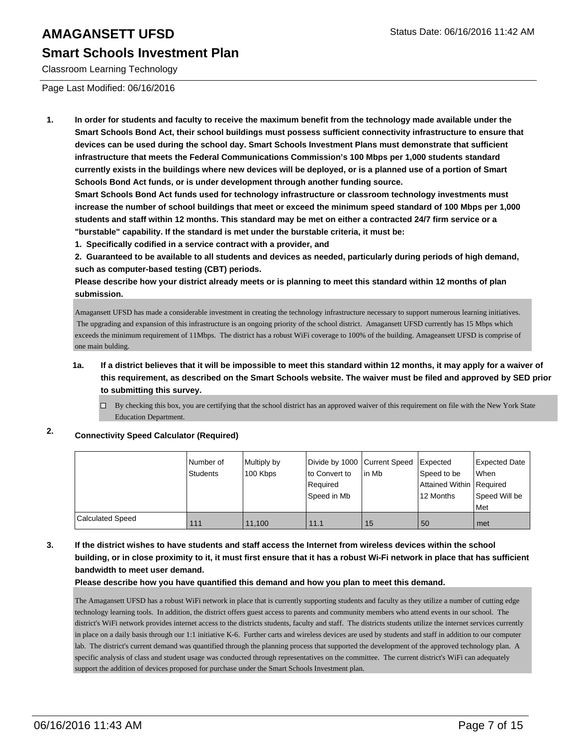# AMAGANSETT UFSD

## Smart Schools Investment Plan

Classroom Learning Technology

Status Date: 06/16/2016 11:42 AM

Page Last Modified: 06/16/2016

**1. In order for students and faculty to receive the maximum benefit from the technology made available under the Smart Schools Bond Act, their school buildings must possess sufficient connectivity infrastructure to ensure that devices can be used during the school day. Smart Schools Investment Plans must demonstrate that sufficient infrastructure that meets the Federal Communications Commission's 100 Mbps per 1,000 students standard currently exists in the buildings where new devices will be deployed, or is a planned use of a portion of Smart Schools Bond Act funds, or is under development through another funding source.**

**Smart Schools Bond Act funds used for technology infrastructure or classroom technology investments must increase the number of school buildings that meet or exceed the minimum speed standard of 100 Mbps per 1,000 students and staff within 12 months. This standard may be met on either a contracted 24/7 firm service or a "burstable" capability. If the standard is met under the burstable criteria, it must be:**

**1. Specifically codified in a service contract with a provider, and**

**2. Guaranteed to be available to all students and devices as needed, particularly during periods of high demand, such as computer-based testing (CBT) periods.**

**Please describe how your district already meets or is planning to meet this standard within 12 months of plan submission.**

Amagansett UFSD has made a considerable investment in creating the technology infrastructure necessary to support numerous learning initiatives. The upgrading and expansion of this infrastructure is an ongoing priority of the school district. Amagansett UFSD currently has 15 Mbps which exceeds the minimum requirement of 11Mbps. The district has a robust WiFi coverage to 100% of the building. Amageansett UFSD is comprise of one main bulding.

**1a. If a district believes that it will be impossible to meet this standard within 12 months, it may apply for a waiver of this requirement, as described on the Smart Schools website. The waiver must be filed and approved by SED prior to submitting this survey.**

☐ By checking this box, you are certifying that the school district has an approved waiver of this requirement on file with the New York State Education Department.

**2. Connectivity Speed Calculator (Required)**

| | Number of Students | Multiply by 100 Kbps | Divide by 1000 to Convert to Required Speed in Mb | Current Speed in Mb | Expected Speed to be Attained Within 12 Months | Expected Date When Required Speed Will be Met |
|---|---|---|---|---|---|---|
| Calculated Speed | 111 | 11,100 | 11.1 | 15 | 50 | met |

**3. If the district wishes to have students and staff access the Internet from wireless devices within the school building, or in close proximity to it, it must first ensure that it has a robust Wi-Fi network in place that has sufficient bandwidth to meet user demand.**

**Please describe how you have quantified this demand and how you plan to meet this demand.**

The Amagansett UFSD has a robust WiFi network in place that is currently supporting students and faculty as they utilize a number of cutting edge technology learning tools. In addition, the district offers guest access to parents and community members who attend events in our school. The district's WiFi network provides internet access to the districts students, faculty and staff. The districts students utilize the internet services currently in place on a daily basis through our 1:1 initiative K-6. Further carts and wireless devices are used by students and staff in addition to our computer lab. The district's current demand was quantified through the planning process that supported the development of the approved technology plan. A specific analysis of class and student usage was conducted through representatives on the committee. The current district's WiFi can adequately support the addition of devices proposed for purchase under the Smart Schools Investment plan.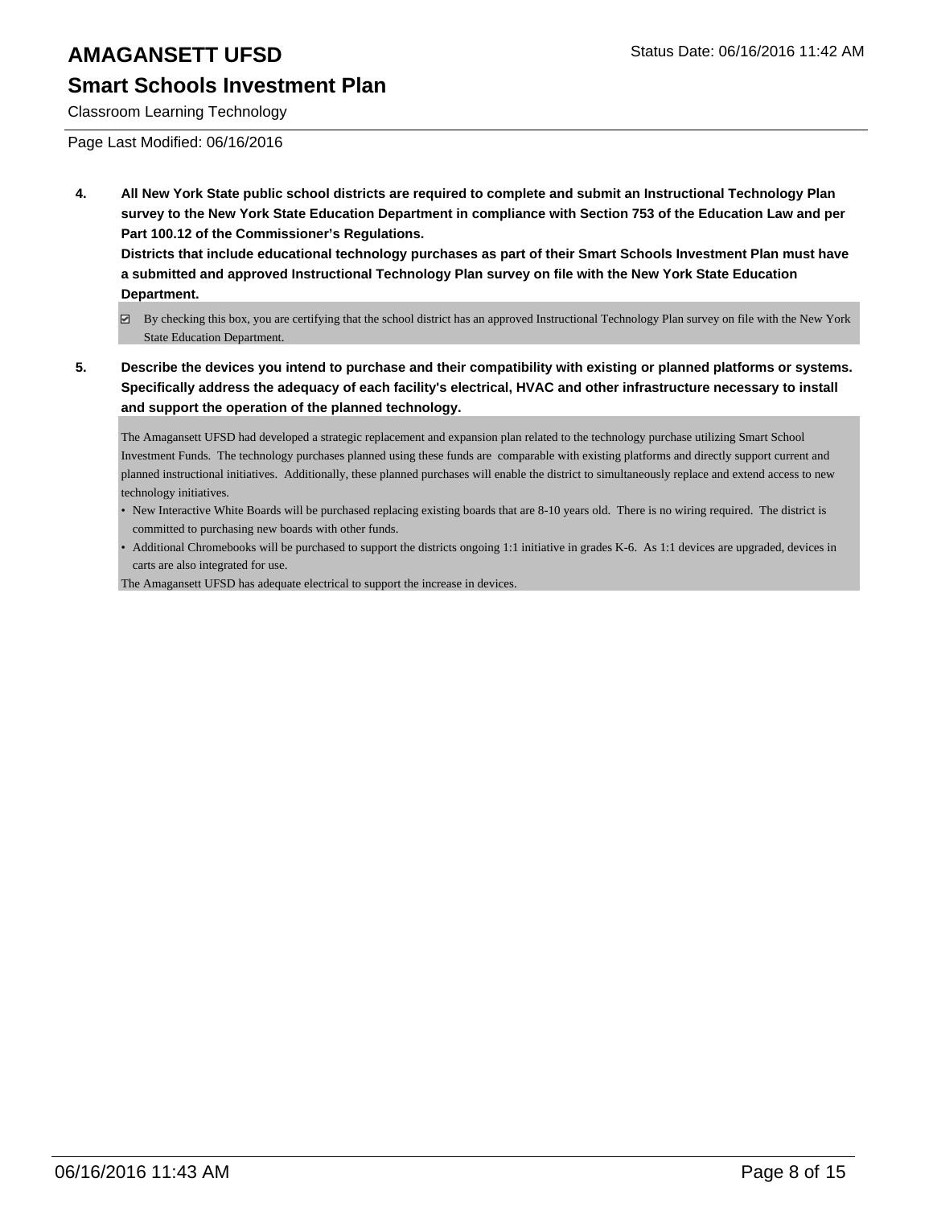# AMAGANSETT UFSD

## Smart Schools Investment Plan

Classroom Learning Technology

Page Last Modified: 06/16/2016

**4. All New York State public school districts are required to complete and submit an Instructional Technology Plan survey to the New York State Education Department in compliance with Section 753 of the Education Law and per Part 100.12 of the Commissioner's Regulations.**
**Districts that include educational technology purchases as part of their Smart Schools Investment Plan must have a submitted and approved Instructional Technology Plan survey on file with the New York State Education Department.**

☑ By checking this box, you are certifying that the school district has an approved Instructional Technology Plan survey on file with the New York State Education Department.

**5. Describe the devices you intend to purchase and their compatibility with existing or planned platforms or systems. Specifically address the adequacy of each facility's electrical, HVAC and other infrastructure necessary to install and support the operation of the planned technology.**

The Amagansett UFSD had developed a strategic replacement and expansion plan related to the technology purchase utilizing Smart School Investment Funds. The technology purchases planned using these funds are comparable with existing platforms and directly support current and planned instructional initiatives. Additionally, these planned purchases will enable the district to simultaneously replace and extend access to new technology initiatives.

- New Interactive White Boards will be purchased replacing existing boards that are 8-10 years old. There is no wiring required. The district is committed to purchasing new boards with other funds.
- Additional Chromebooks will be purchased to support the districts ongoing 1:1 initiative in grades K-6. As 1:1 devices are upgraded, devices in carts are also integrated for use.

The Amagansett UFSD has adequate electrical to support the increase in devices.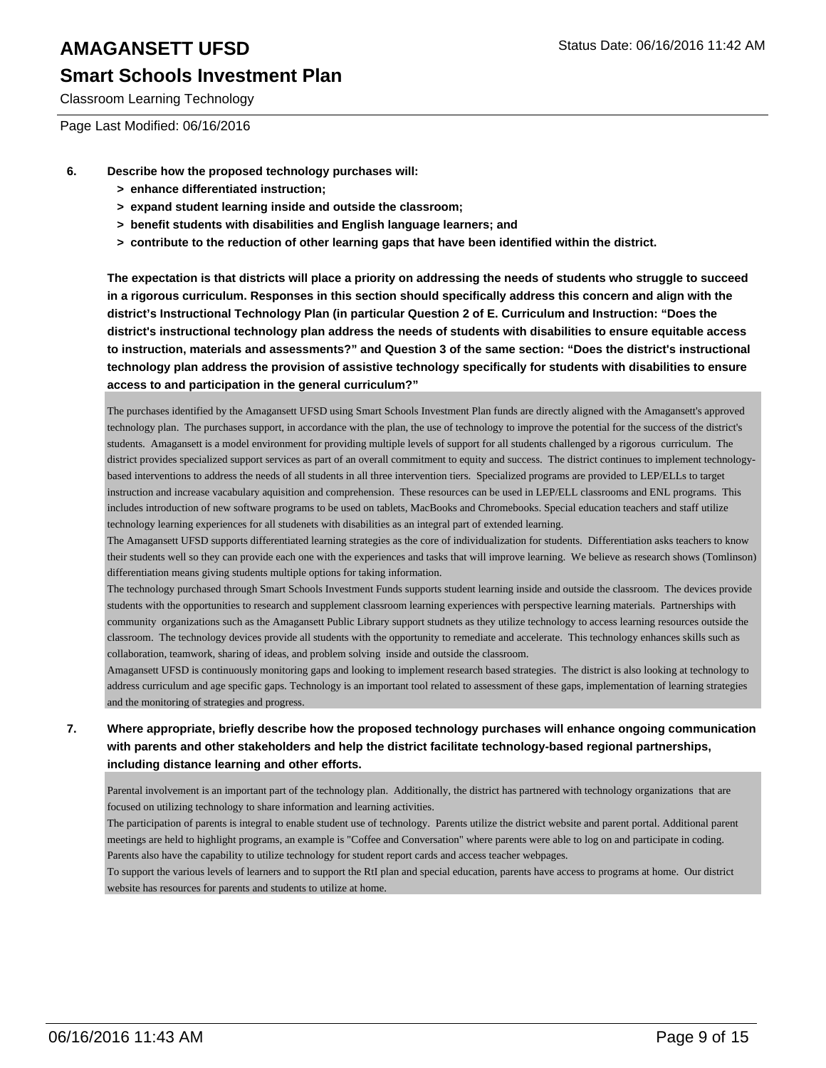# AMAGANSETT UFSD

## Smart Schools Investment Plan

Classroom Learning Technology

Page Last Modified: 06/16/2016

**6. Describe how the proposed technology purchases will:**

- **> enhance differentiated instruction;**
- **> expand student learning inside and outside the classroom;**
- **> benefit students with disabilities and English language learners; and**
- **> contribute to the reduction of other learning gaps that have been identified within the district.**

**The expectation is that districts will place a priority on addressing the needs of students who struggle to succeed in a rigorous curriculum. Responses in this section should specifically address this concern and align with the district's Instructional Technology Plan (in particular Question 2 of E. Curriculum and Instruction: "Does the district's instructional technology plan address the needs of students with disabilities to ensure equitable access to instruction, materials and assessments?" and Question 3 of the same section: "Does the district's instructional technology plan address the provision of assistive technology specifically for students with disabilities to ensure access to and participation in the general curriculum?"**

The purchases identified by the Amagansett UFSD using Smart Schools Investment Plan funds are directly aligned with the Amagansett's approved technology plan. The purchases support, in accordance with the plan, the use of technology to improve the potential for the success of the district's students. Amagansett is a model environment for providing multiple levels of support for all students challenged by a rigorous curriculum. The district provides specialized support services as part of an overall commitment to equity and success. The district continues to implement technology-based interventions to address the needs of all students in all three intervention tiers. Specialized programs are provided to LEP/ELLs to target instruction and increase vacabulary aquisition and comprehension. These resources can be used in LEP/ELL classrooms and ENL programs. This includes introduction of new software programs to be used on tablets, MacBooks and Chromebooks. Special education teachers and staff utilize technology learning experiences for all studenets with disabilities as an integral part of extended learning.
The Amagansett UFSD supports differentiated learning strategies as the core of individualization for students. Differentiation asks teachers to know their students well so they can provide each one with the experiences and tasks that will improve learning. We believe as research shows (Tomlinson) differentiation means giving students multiple options for taking information.
The technology purchased through Smart Schools Investment Funds supports student learning inside and outside the classroom. The devices provide students with the opportunities to research and supplement classroom learning experiences with perspective learning materials. Partnerships with community organizations such as the Amagansett Public Library support studnets as they utilize technology to access learning resources outside the classroom. The technology devices provide all students with the opportunity to remediate and accelerate. This technology enhances skills such as collaboration, teamwork, sharing of ideas, and problem solving inside and outside the classroom.
Amagansett UFSD is continuously monitoring gaps and looking to implement research based strategies. The district is also looking at technology to address curriculum and age specific gaps. Technology is an important tool related to assessment of these gaps, implementation of learning strategies and the monitoring of strategies and progress.

**7. Where appropriate, briefly describe how the proposed technology purchases will enhance ongoing communication with parents and other stakeholders and help the district facilitate technology-based regional partnerships, including distance learning and other efforts.**

Parental involvement is an important part of the technology plan. Additionally, the district has partnered with technology organizations that are focused on utilizing technology to share information and learning activities.
The participation of parents is integral to enable student use of technology. Parents utilize the district website and parent portal. Additional parent meetings are held to highlight programs, an example is "Coffee and Conversation" where parents were able to log on and participate in coding. Parents also have the capability to utilize technology for student report cards and access teacher webpages.
To support the various levels of learners and to support the RtI plan and special education, parents have access to programs at home. Our district website has resources for parents and students to utilize at home.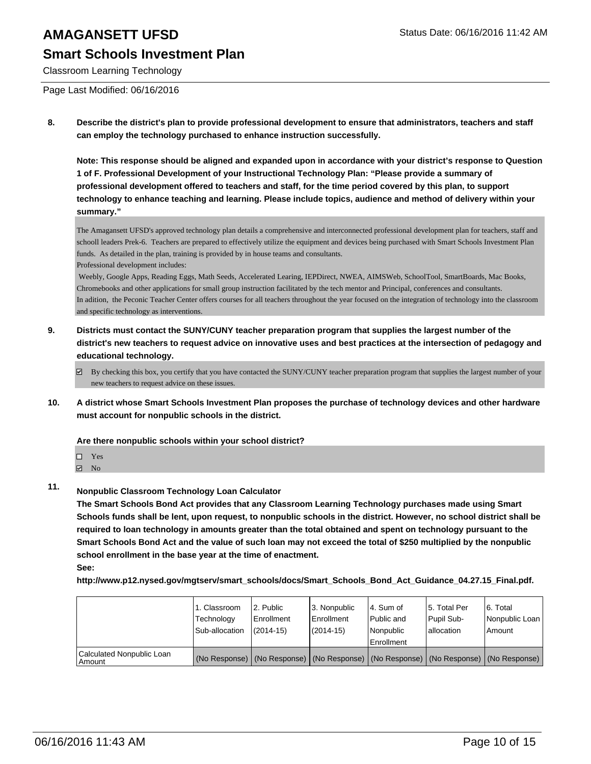# AMAGANSETT UFSD

## Smart Schools Investment Plan

Classroom Learning Technology

Page Last Modified: 06/16/2016

**8. Describe the district's plan to provide professional development to ensure that administrators, teachers and staff can employ the technology purchased to enhance instruction successfully.**

**Note: This response should be aligned and expanded upon in accordance with your district's response to Question 1 of F. Professional Development of your Instructional Technology Plan: "Please provide a summary of professional development offered to teachers and staff, for the time period covered by this plan, to support technology to enhance teaching and learning. Please include topics, audience and method of delivery within your summary."**

The Amagansett UFSD's approved technology plan details a comprehensive and interconnected professional development plan for teachers, staff and schooll leaders Prek-6. Teachers are prepared to effectively utilize the equipment and devices being purchased with Smart Schools Investment Plan funds. As detailed in the plan, training is provided by in house teams and consultants.
Professional development includes:
Weebly, Google Apps, Reading Eggs, Math Seeds, Accelerated Learing, IEPDirect, NWEA, AIMSWeb, SchoolTool, SmartBoards, Mac Books, Chromebooks and other applications for small group instruction facilitated by the tech mentor and Principal, conferences and consultants.
In adition, the Peconic Teacher Center offers courses for all teachers throughout the year focused on the integration of technology into the classroom and specific technology as interventions.

**9. Districts must contact the SUNY/CUNY teacher preparation program that supplies the largest number of the district's new teachers to request advice on innovative uses and best practices at the intersection of pedagogy and educational technology.**

☑ By checking this box, you certify that you have contacted the SUNY/CUNY teacher preparation program that supplies the largest number of your new teachers to request advice on these issues.

**10. A district whose Smart Schools Investment Plan proposes the purchase of technology devices and other hardware must account for nonpublic schools in the district.**

**Are there nonpublic schools within your school district?**

☐ Yes
☑ No

**11. Nonpublic Classroom Technology Loan Calculator**

**The Smart Schools Bond Act provides that any Classroom Learning Technology purchases made using Smart Schools funds shall be lent, upon request, to nonpublic schools in the district. However, no school district shall be required to loan technology in amounts greater than the total obtained and spent on technology pursuant to the Smart Schools Bond Act and the value of such loan may not exceed the total of $250 multiplied by the nonpublic school enrollment in the base year at the time of enactment.**
**See:**
**http://www.p12.nysed.gov/mgtserv/smart_schools/docs/Smart_Schools_Bond_Act_Guidance_04.27.15_Final.pdf.**

| | 1. Classroom Technology Sub-allocation | 2. Public Enrollment (2014-15) | 3. Nonpublic Enrollment (2014-15) | 4. Sum of Public and Nonpublic Enrollment | 5. Total Per Pupil Sub-allocation | 6. Total Nonpublic Loan Amount |
|---|---|---|---|---|---|---|
| Calculated Nonpublic Loan Amount | (No Response) | (No Response) | (No Response) | (No Response) | (No Response) | (No Response) |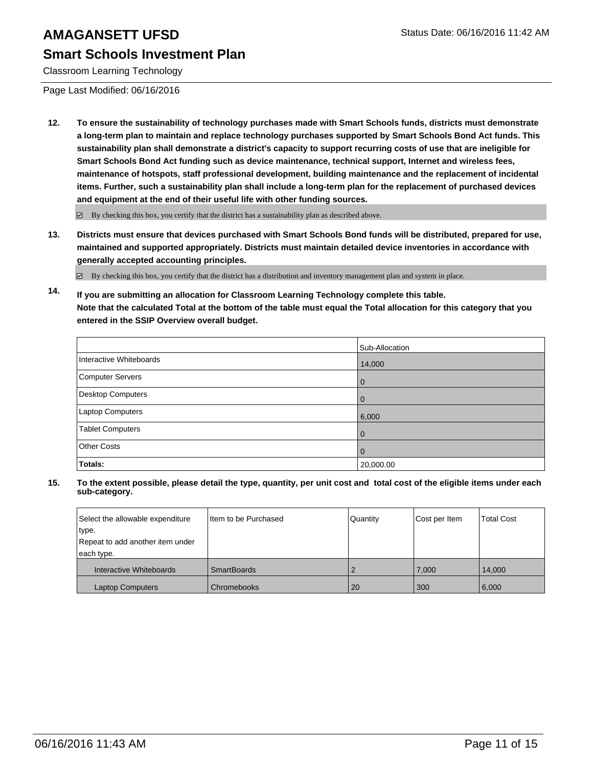# AMAGANSETT UFSD

Status Date: 06/16/2016 11:42 AM

## Smart Schools Investment Plan

Classroom Learning Technology

Page Last Modified: 06/16/2016

**12. To ensure the sustainability of technology purchases made with Smart Schools funds, districts must demonstrate a long-term plan to maintain and replace technology purchases supported by Smart Schools Bond Act funds. This sustainability plan shall demonstrate a district's capacity to support recurring costs of use that are ineligible for Smart Schools Bond Act funding such as device maintenance, technical support, Internet and wireless fees, maintenance of hotspots, staff professional development, building maintenance and the replacement of incidental items. Further, such a sustainability plan shall include a long-term plan for the replacement of purchased devices and equipment at the end of their useful life with other funding sources.**

☑ By checking this box, you certify that the district has a sustainability plan as described above.

**13. Districts must ensure that devices purchased with Smart Schools Bond funds will be distributed, prepared for use, maintained and supported appropriately. Districts must maintain detailed device inventories in accordance with generally accepted accounting principles.**

☑ By checking this box, you certify that the district has a distribution and inventory management plan and system in place.

**14. If you are submitting an allocation for Classroom Learning Technology complete this table. Note that the calculated Total at the bottom of the table must equal the Total allocation for this category that you entered in the SSIP Overview overall budget.**

| | Sub-Allocation |
|---|---|
| Interactive Whiteboards | 14,000 |
| Computer Servers | 0 |
| Desktop Computers | 0 |
| Laptop Computers | 6,000 |
| Tablet Computers | 0 |
| Other Costs | 0 |
| **Totals:** | 20,000.00 |

**15. To the extent possible, please detail the type, quantity, per unit cost and total cost of the eligible items under each sub-category.**

| Select the allowable expenditure type. Repeat to add another item under each type. | Item to be Purchased | Quantity | Cost per Item | Total Cost |
|---|---|---|---|---|
| Interactive Whiteboards | SmartBoards | 2 | 7,000 | 14,000 |
| Laptop Computers | Chromebooks | 20 | 300 | 6,000 |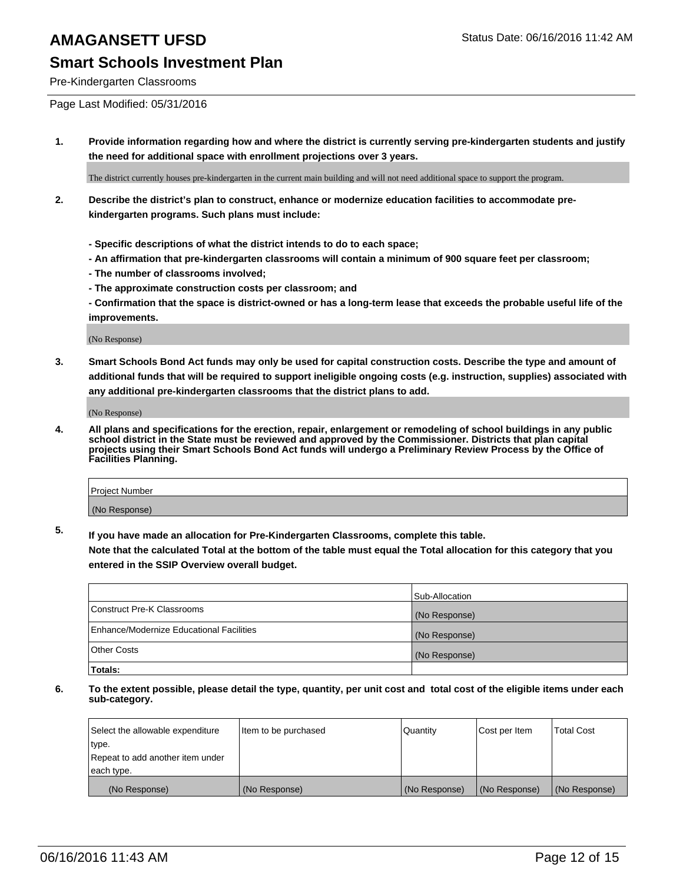# AMAGANSETT UFSD

Status Date: 06/16/2016 11:42 AM

## Smart Schools Investment Plan

Pre-Kindergarten Classrooms

Page Last Modified: 05/31/2016

**1. Provide information regarding how and where the district is currently serving pre-kindergarten students and justify the need for additional space with enrollment projections over 3 years.**

The district currently houses pre-kindergarten in the current main building and will not need additional space to support the program.

**2. Describe the district's plan to construct, enhance or modernize education facilities to accommodate pre-kindergarten programs. Such plans must include:**

**- Specific descriptions of what the district intends to do to each space;**
**- An affirmation that pre-kindergarten classrooms will contain a minimum of 900 square feet per classroom;**
**- The number of classrooms involved;**
**- The approximate construction costs per classroom; and**
**- Confirmation that the space is district-owned or has a long-term lease that exceeds the probable useful life of the improvements.**

(No Response)

**3. Smart Schools Bond Act funds may only be used for capital construction costs. Describe the type and amount of additional funds that will be required to support ineligible ongoing costs (e.g. instruction, supplies) associated with any additional pre-kindergarten classrooms that the district plans to add.**

(No Response)

**4. All plans and specifications for the erection, repair, enlargement or remodeling of school buildings in any public school district in the State must be reviewed and approved by the Commissioner. Districts that plan capital projects using their Smart Schools Bond Act funds will undergo a Preliminary Review Process by the Office of Facilities Planning.**

| Project Number |
|---|
| (No Response) |

**5. If you have made an allocation for Pre-Kindergarten Classrooms, complete this table.**
**Note that the calculated Total at the bottom of the table must equal the Total allocation for this category that you entered in the SSIP Overview overall budget.**

| | Sub-Allocation |
|---|---|
| Construct Pre-K Classrooms | (No Response) |
| Enhance/Modernize Educational Facilities | (No Response) |
| Other Costs | (No Response) |
| **Totals:** | |

**6. To the extent possible, please detail the type, quantity, per unit cost and total cost of the eligible items under each sub-category.**

| Select the allowable expenditure type. Repeat to add another item under each type. | Item to be purchased | Quantity | Cost per Item | Total Cost |
|---|---|---|---|---|
| (No Response) | (No Response) | (No Response) | (No Response) | (No Response) |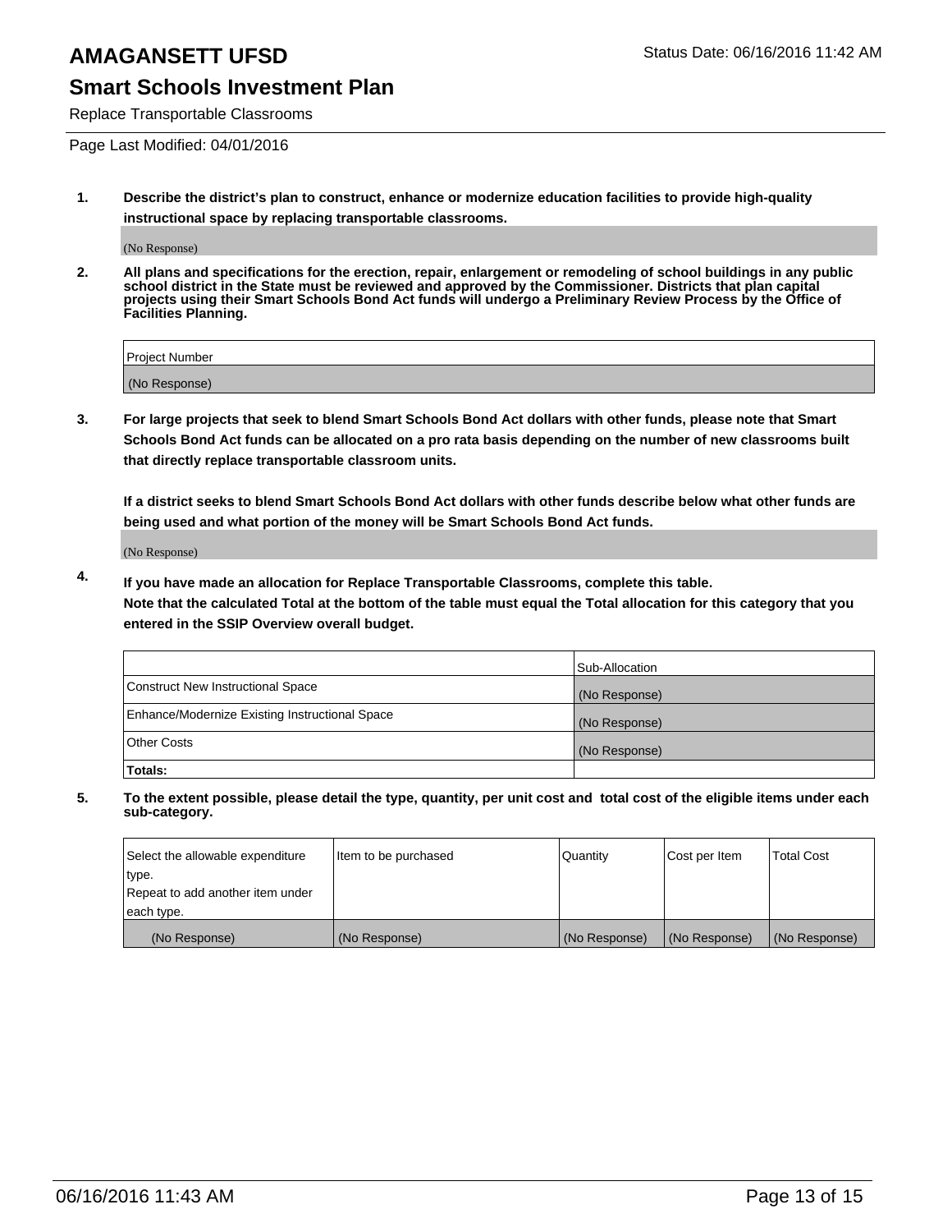# AMAGANSETT UFSD

Status Date: 06/16/2016 11:42 AM

## Smart Schools Investment Plan

Replace Transportable Classrooms

Page Last Modified: 04/01/2016

1. **Describe the district's plan to construct, enhance or modernize education facilities to provide high-quality instructional space by replacing transportable classrooms.**

   (No Response)

2. **All plans and specifications for the erection, repair, enlargement or remodeling of school buildings in any public school district in the State must be reviewed and approved by the Commissioner. Districts that plan capital projects using their Smart Schools Bond Act funds will undergo a Preliminary Review Process by the Office of Facilities Planning.**

| Project Number |
|---|
| (No Response) |

3. **For large projects that seek to blend Smart Schools Bond Act dollars with other funds, please note that Smart Schools Bond Act funds can be allocated on a pro rata basis depending on the number of new classrooms built that directly replace transportable classroom units.**

   **If a district seeks to blend Smart Schools Bond Act dollars with other funds describe below what other funds are being used and what portion of the money will be Smart Schools Bond Act funds.**

   (No Response)

4. **If you have made an allocation for Replace Transportable Classrooms, complete this table. Note that the calculated Total at the bottom of the table must equal the Total allocation for this category that you entered in the SSIP Overview overall budget.**

| | Sub-Allocation |
|---|---|
| Construct New Instructional Space | (No Response) |
| Enhance/Modernize Existing Instructional Space | (No Response) |
| Other Costs | (No Response) |
| **Totals:** | |

5. **To the extent possible, please detail the type, quantity, per unit cost and total cost of the eligible items under each sub-category.**

| Select the allowable expenditure type. Repeat to add another item under each type. | Item to be purchased | Quantity | Cost per Item | Total Cost |
|---|---|---|---|---|
| (No Response) | (No Response) | (No Response) | (No Response) | (No Response) |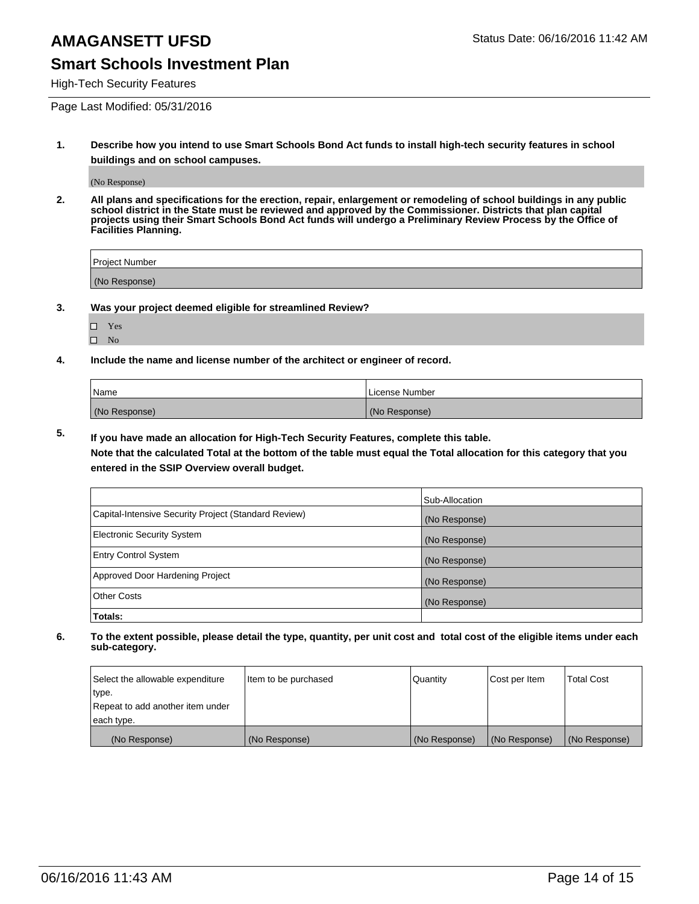# AMAGANSETT UFSD

Status Date: 06/16/2016 11:42 AM

## Smart Schools Investment Plan

High-Tech Security Features

Page Last Modified: 05/31/2016

**1. Describe how you intend to use Smart Schools Bond Act funds to install high-tech security features in school buildings and on school campuses.**

(No Response)

**2. All plans and specifications for the erection, repair, enlargement or remodeling of school buildings in any public school district in the State must be reviewed and approved by the Commissioner. Districts that plan capital projects using their Smart Schools Bond Act funds will undergo a Preliminary Review Process by the Office of Facilities Planning.**

| Project Number |
|---|
| (No Response) |

**3. Was your project deemed eligible for streamlined Review?**

- ☐ Yes
- ☐ No

**4. Include the name and license number of the architect or engineer of record.**

| Name | License Number |
|---|---|
| (No Response) | (No Response) |

**5. If you have made an allocation for High-Tech Security Features, complete this table.**
**Note that the calculated Total at the bottom of the table must equal the Total allocation for this category that you entered in the SSIP Overview overall budget.**

| | Sub-Allocation |
|---|---|
| Capital-Intensive Security Project (Standard Review) | (No Response) |
| Electronic Security System | (No Response) |
| Entry Control System | (No Response) |
| Approved Door Hardening Project | (No Response) |
| Other Costs | (No Response) |
| **Totals:** | |

**6. To the extent possible, please detail the type, quantity, per unit cost and total cost of the eligible items under each sub-category.**

| Select the allowable expenditure type. Repeat to add another item under each type. | Item to be purchased | Quantity | Cost per Item | Total Cost |
|---|---|---|---|---|
| (No Response) | (No Response) | (No Response) | (No Response) | (No Response) |